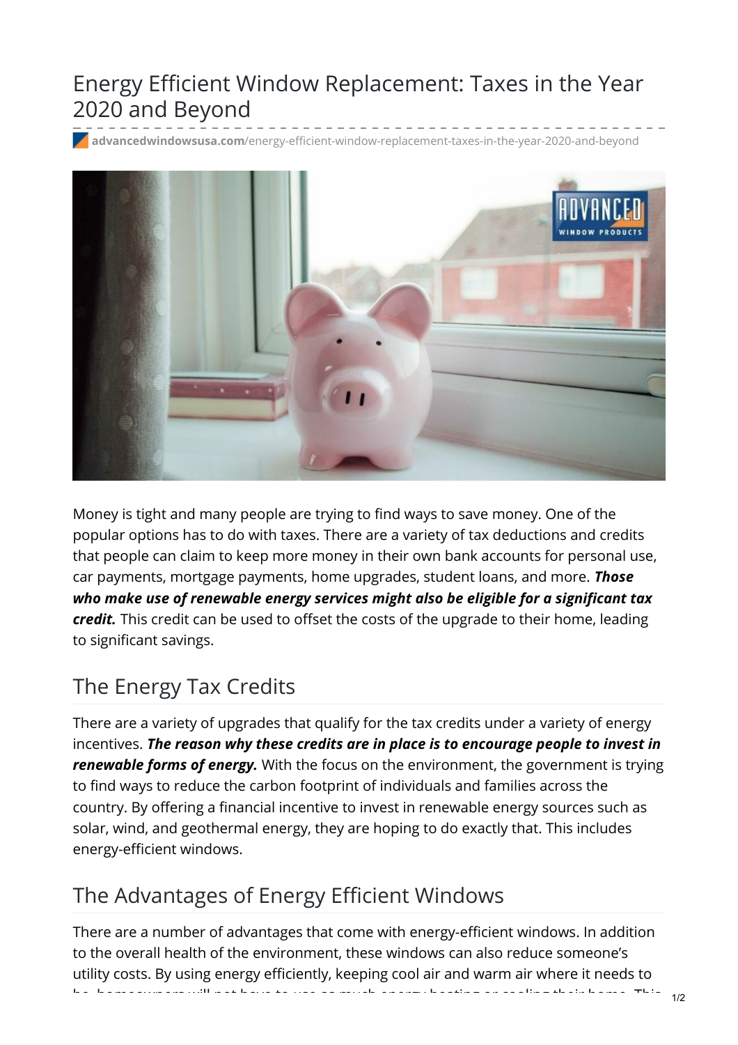# Energy Efficient Window Replacement: Taxes in the Year 2020 and Beyond

**advancedwindowsusa.com**/energy-efficient-window-replacement-taxes-in-the-year-2020-and-beyond

Money is tight and many people are trying to find ways to save money. One of the popular options has to do with taxes. There are a variety of tax deductions and credits that people can claim to keep more money in their own bank accounts for personal use, car payments, mortgage payments, home upgrades, student loans, and more. ***Those who make use of renewable energy services might also be eligible for a significant tax credit.*** This credit can be used to offset the costs of the upgrade to their home, leading to significant savings.

## The Energy Tax Credits

There are a variety of upgrades that qualify for the tax credits under a variety of energy incentives. ***The reason why these credits are in place is to encourage people to invest in renewable forms of energy.*** With the focus on the environment, the government is trying to find ways to reduce the carbon footprint of individuals and families across the country. By offering a financial incentive to invest in renewable energy sources such as solar, wind, and geothermal energy, they are hoping to do exactly that. This includes energy-efficient windows.

## The Advantages of Energy Efficient Windows

There are a number of advantages that come with energy-efficient windows. In addition to the overall health of the environment, these windows can also reduce someone's utility costs. By using energy efficiently, keeping cool air and warm air where it needs to be, homeowners will not have to use as much energy heating or cooling their home. This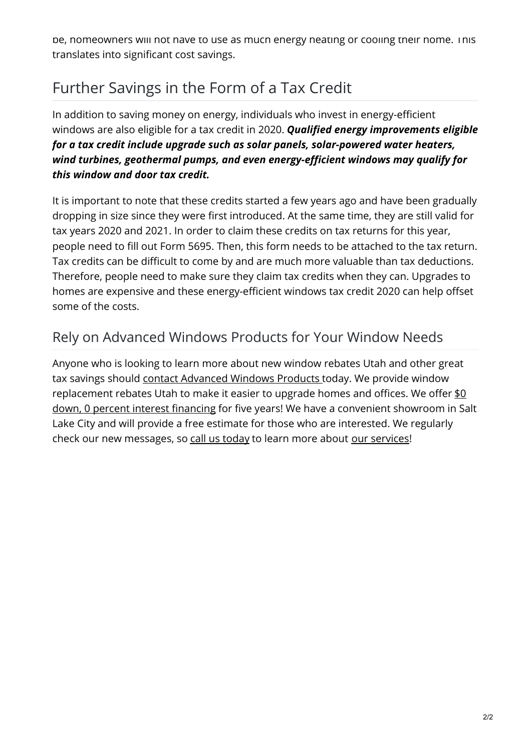be, homeowners will not have to use as much energy heating or cooling their home. This translates into significant cost savings.

## Further Savings in the Form of a Tax Credit

In addition to saving money on energy, individuals who invest in energy-efficient windows are also eligible for a tax credit in 2020. ***Qualified energy improvements eligible for a tax credit include upgrade such as solar panels, solar-powered water heaters, wind turbines, geothermal pumps, and even energy-efficient windows may qualify for this window and door tax credit.***

It is important to note that these credits started a few years ago and have been gradually dropping in size since they were first introduced. At the same time, they are still valid for tax years 2020 and 2021. In order to claim these credits on tax returns for this year, people need to fill out Form 5695. Then, this form needs to be attached to the tax return. Tax credits can be difficult to come by and are much more valuable than tax deductions. Therefore, people need to make sure they claim tax credits when they can. Upgrades to homes are expensive and these energy-efficient windows tax credit 2020 can help offset some of the costs.

## Rely on Advanced Windows Products for Your Window Needs

Anyone who is looking to learn more about new window rebates Utah and other great tax savings should contact Advanced Windows Products today. We provide window replacement rebates Utah to make it easier to upgrade homes and offices. We offer $0 down, 0 percent interest financing for five years! We have a convenient showroom in Salt Lake City and will provide a free estimate for those who are interested. We regularly check our new messages, so call us today to learn more about our services!